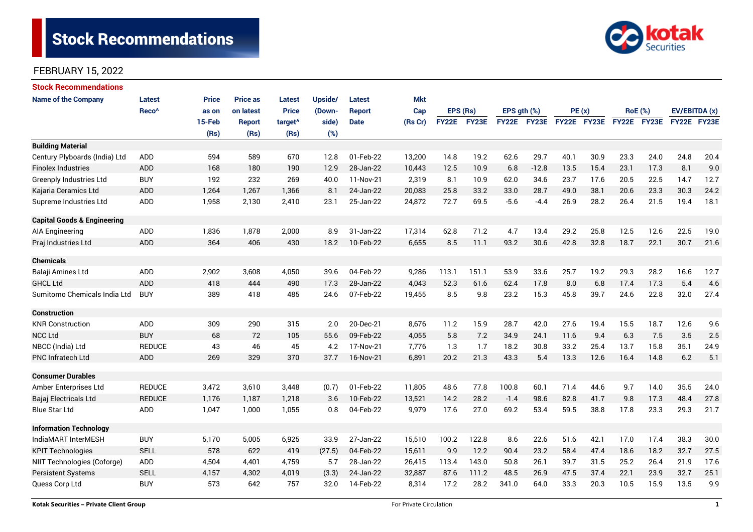# Stock Recommendations

FEBRUARY 15, 2022

## Stock Recommendations

| Name of the Company | Latest Reco^ | Price as on 15-Feb (Rs) | Price as on latest Report (Rs) | Latest Price target^ (Rs) | Upside/ (Down-side) (%) | Latest Report Date | Mkt Cap (Rs Cr) | EPS (Rs) | | EPS gth (%) | | PE (x) | | RoE (%) | | EV/EBITDA (x) | |
|---|---|---|---|---|---|---|---|---|---|---|---|---|---|---|---|---|---|
| | | | | | | | | FY22E | FY23E | FY22E | FY23E | FY22E | FY23E | FY22E | FY23E | FY22E | FY23E |
| **Building Material** | | | | | | | | | | | | | | | | | |
| Century Plyboards (India) Ltd | ADD | 594 | 589 | 670 | 12.8 | 01-Feb-22 | 13,200 | 14.8 | 19.2 | 62.6 | 29.7 | 40.1 | 30.9 | 23.3 | 24.0 | 24.8 | 20.4 |
| Finolex Industries | ADD | 168 | 180 | 190 | 12.9 | 28-Jan-22 | 10,443 | 12.5 | 10.9 | 6.8 | -12.8 | 13.5 | 15.4 | 23.1 | 17.3 | 8.1 | 9.0 |
| Greenply Industries Ltd | BUY | 192 | 232 | 269 | 40.0 | 11-Nov-21 | 2,319 | 8.1 | 10.9 | 62.0 | 34.6 | 23.7 | 17.6 | 20.5 | 22.5 | 14.7 | 12.7 |
| Kajaria Ceramics Ltd | ADD | 1,264 | 1,267 | 1,366 | 8.1 | 24-Jan-22 | 20,083 | 25.8 | 33.2 | 33.0 | 28.7 | 49.0 | 38.1 | 20.6 | 23.3 | 30.3 | 24.2 |
| Supreme Industries Ltd | ADD | 1,958 | 2,130 | 2,410 | 23.1 | 25-Jan-22 | 24,872 | 72.7 | 69.5 | -5.6 | -4.4 | 26.9 | 28.2 | 26.4 | 21.5 | 19.4 | 18.1 |
| **Capital Goods & Engineering** | | | | | | | | | | | | | | | | | |
| AIA Engineering | ADD | 1,836 | 1,878 | 2,000 | 8.9 | 31-Jan-22 | 17,314 | 62.8 | 71.2 | 4.7 | 13.4 | 29.2 | 25.8 | 12.5 | 12.6 | 22.5 | 19.0 |
| Praj Industries Ltd | ADD | 364 | 406 | 430 | 18.2 | 10-Feb-22 | 6,655 | 8.5 | 11.1 | 93.2 | 30.6 | 42.8 | 32.8 | 18.7 | 22.1 | 30.7 | 21.6 |
| **Chemicals** | | | | | | | | | | | | | | | | | |
| Balaji Amines Ltd | ADD | 2,902 | 3,608 | 4,050 | 39.6 | 04-Feb-22 | 9,286 | 113.1 | 151.1 | 53.9 | 33.6 | 25.7 | 19.2 | 29.3 | 28.2 | 16.6 | 12.7 |
| GHCL Ltd | ADD | 418 | 444 | 490 | 17.3 | 28-Jan-22 | 4,043 | 52.3 | 61.6 | 62.4 | 17.8 | 8.0 | 6.8 | 17.4 | 17.3 | 5.4 | 4.6 |
| Sumitomo Chemicals India Ltd | BUY | 389 | 418 | 485 | 24.6 | 07-Feb-22 | 19,455 | 8.5 | 9.8 | 23.2 | 15.3 | 45.8 | 39.7 | 24.6 | 22.8 | 32.0 | 27.4 |
| **Construction** | | | | | | | | | | | | | | | | | |
| KNR Construction | ADD | 309 | 290 | 315 | 2.0 | 20-Dec-21 | 8,676 | 11.2 | 15.9 | 28.7 | 42.0 | 27.6 | 19.4 | 15.5 | 18.7 | 12.6 | 9.6 |
| NCC Ltd | BUY | 68 | 72 | 105 | 55.6 | 09-Feb-22 | 4,055 | 5.8 | 7.2 | 34.9 | 24.1 | 11.6 | 9.4 | 6.3 | 7.5 | 3.5 | 2.5 |
| NBCC (India) Ltd | REDUCE | 43 | 46 | 45 | 4.2 | 17-Nov-21 | 7,776 | 1.3 | 1.7 | 18.2 | 30.8 | 33.2 | 25.4 | 13.7 | 15.8 | 35.1 | 24.9 |
| PNC Infratech Ltd | ADD | 269 | 329 | 370 | 37.7 | 16-Nov-21 | 6,891 | 20.2 | 21.3 | 43.3 | 5.4 | 13.3 | 12.6 | 16.4 | 14.8 | 6.2 | 5.1 |
| **Consumer Durables** | | | | | | | | | | | | | | | | | |
| Amber Enterprises Ltd | REDUCE | 3,472 | 3,610 | 3,448 | (0.7) | 01-Feb-22 | 11,805 | 48.6 | 77.8 | 100.8 | 60.1 | 71.4 | 44.6 | 9.7 | 14.0 | 35.5 | 24.0 |
| Bajaj Electricals Ltd | REDUCE | 1,176 | 1,187 | 1,218 | 3.6 | 10-Feb-22 | 13,521 | 14.2 | 28.2 | -1.4 | 98.6 | 82.8 | 41.7 | 9.8 | 17.3 | 48.4 | 27.8 |
| Blue Star Ltd | ADD | 1,047 | 1,000 | 1,055 | 0.8 | 04-Feb-22 | 9,979 | 17.6 | 27.0 | 69.2 | 53.4 | 59.5 | 38.8 | 17.8 | 23.3 | 29.3 | 21.7 |
| **Information Technology** | | | | | | | | | | | | | | | | | |
| IndiaMART InterMESH | BUY | 5,170 | 5,005 | 6,925 | 33.9 | 27-Jan-22 | 15,510 | 100.2 | 122.8 | 8.6 | 22.6 | 51.6 | 42.1 | 17.0 | 17.4 | 38.3 | 30.0 |
| KPIT Technologies | SELL | 578 | 622 | 419 | (27.5) | 04-Feb-22 | 15,611 | 9.9 | 12.2 | 90.4 | 23.2 | 58.4 | 47.4 | 18.6 | 18.2 | 32.7 | 27.5 |
| NIIT Technologies (Coforge) | ADD | 4,504 | 4,401 | 4,759 | 5.7 | 28-Jan-22 | 26,415 | 113.4 | 143.0 | 50.8 | 26.1 | 39.7 | 31.5 | 25.2 | 26.4 | 21.9 | 17.6 |
| Persistent Systems | SELL | 4,157 | 4,302 | 4,019 | (3.3) | 24-Jan-22 | 32,887 | 87.6 | 111.2 | 48.5 | 26.9 | 47.5 | 37.4 | 22.1 | 23.9 | 32.7 | 25.1 |
| Quess Corp Ltd | BUY | 573 | 642 | 757 | 32.0 | 14-Feb-22 | 8,314 | 17.2 | 28.2 | 341.0 | 64.0 | 33.3 | 20.3 | 10.5 | 15.9 | 13.5 | 9.9 |

Kotak Securities – Private Client Group | For Private Circulation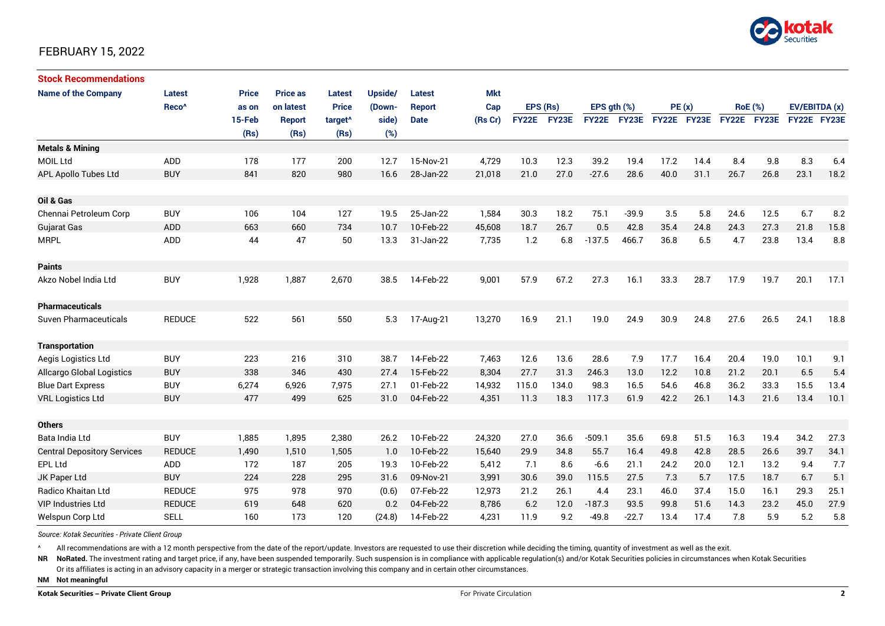FEBRUARY 15, 2022

## Stock Recommendations

| Name of the Company | Latest Reco^ | Price as on 15-Feb (Rs) | Price as on latest Report (Rs) | Latest Price target^ (Rs) | Upside/ (Down-side) (%) | Latest Report Date | Mkt Cap (Rs Cr) | EPS (Rs) | | EPS gth (%) | | PE (x) | | RoE (%) | | EV/EBITDA (x) | |
|---|---|---|---|---|---|---|---|---|---|---|---|---|---|---|---|---|---|
| | | | | | | | | FY22E | FY23E | FY22E | FY23E | FY22E | FY23E | FY22E | FY23E | FY22E | FY23E |
| **Metals & Mining** | | | | | | | | | | | | | | | | | |
| MOIL Ltd | ADD | 178 | 177 | 200 | 12.7 | 15-Nov-21 | 4,729 | 10.3 | 12.3 | 39.2 | 19.4 | 17.2 | 14.4 | 8.4 | 9.8 | 8.3 | 6.4 |
| APL Apollo Tubes Ltd | BUY | 841 | 820 | 980 | 16.6 | 28-Jan-22 | 21,018 | 21.0 | 27.0 | -27.6 | 28.6 | 40.0 | 31.1 | 26.7 | 26.8 | 23.1 | 18.2 |
| **Oil & Gas** | | | | | | | | | | | | | | | | | |
| Chennai Petroleum Corp | BUY | 106 | 104 | 127 | 19.5 | 25-Jan-22 | 1,584 | 30.3 | 18.2 | 75.1 | -39.9 | 3.5 | 5.8 | 24.6 | 12.5 | 6.7 | 8.2 |
| Gujarat Gas | ADD | 663 | 660 | 734 | 10.7 | 10-Feb-22 | 45,608 | 18.7 | 26.7 | 0.5 | 42.8 | 35.4 | 24.8 | 24.3 | 27.3 | 21.8 | 15.8 |
| MRPL | ADD | 44 | 47 | 50 | 13.3 | 31-Jan-22 | 7,735 | 1.2 | 6.8 | -137.5 | 466.7 | 36.8 | 6.5 | 4.7 | 23.8 | 13.4 | 8.8 |
| **Paints** | | | | | | | | | | | | | | | | | |
| Akzo Nobel India Ltd | BUY | 1,928 | 1,887 | 2,670 | 38.5 | 14-Feb-22 | 9,001 | 57.9 | 67.2 | 27.3 | 16.1 | 33.3 | 28.7 | 17.9 | 19.7 | 20.1 | 17.1 |
| **Pharmaceuticals** | | | | | | | | | | | | | | | | | |
| Suven Pharmaceuticals | REDUCE | 522 | 561 | 550 | 5.3 | 17-Aug-21 | 13,270 | 16.9 | 21.1 | 19.0 | 24.9 | 30.9 | 24.8 | 27.6 | 26.5 | 24.1 | 18.8 |
| **Transportation** | | | | | | | | | | | | | | | | | |
| Aegis Logistics Ltd | BUY | 223 | 216 | 310 | 38.7 | 14-Feb-22 | 7,463 | 12.6 | 13.6 | 28.6 | 7.9 | 17.7 | 16.4 | 20.4 | 19.0 | 10.1 | 9.1 |
| Allcargo Global Logistics | BUY | 338 | 346 | 430 | 27.4 | 15-Feb-22 | 8,304 | 27.7 | 31.3 | 246.3 | 13.0 | 12.2 | 10.8 | 21.2 | 20.1 | 6.5 | 5.4 |
| Blue Dart Express | BUY | 6,274 | 6,926 | 7,975 | 27.1 | 01-Feb-22 | 14,932 | 115.0 | 134.0 | 98.3 | 16.5 | 54.6 | 46.8 | 36.2 | 33.3 | 15.5 | 13.4 |
| VRL Logistics Ltd | BUY | 477 | 499 | 625 | 31.0 | 04-Feb-22 | 4,351 | 11.3 | 18.3 | 117.3 | 61.9 | 42.2 | 26.1 | 14.3 | 21.6 | 13.4 | 10.1 |
| **Others** | | | | | | | | | | | | | | | | | |
| Bata India Ltd | BUY | 1,885 | 1,895 | 2,380 | 26.2 | 10-Feb-22 | 24,320 | 27.0 | 36.6 | -509.1 | 35.6 | 69.8 | 51.5 | 16.3 | 19.4 | 34.2 | 27.3 |
| Central Depository Services | REDUCE | 1,490 | 1,510 | 1,505 | 1.0 | 10-Feb-22 | 15,640 | 29.9 | 34.8 | 55.7 | 16.4 | 49.8 | 42.8 | 28.5 | 26.6 | 39.7 | 34.1 |
| EPL Ltd | ADD | 172 | 187 | 205 | 19.3 | 10-Feb-22 | 5,412 | 7.1 | 8.6 | -6.6 | 21.1 | 24.2 | 20.0 | 12.1 | 13.2 | 9.4 | 7.7 |
| JK Paper Ltd | BUY | 224 | 228 | 295 | 31.6 | 09-Nov-21 | 3,991 | 30.6 | 39.0 | 115.5 | 27.5 | 7.3 | 5.7 | 17.5 | 18.7 | 6.7 | 5.1 |
| Radico Khaitan Ltd | REDUCE | 975 | 978 | 970 | (0.6) | 07-Feb-22 | 12,973 | 21.2 | 26.1 | 4.4 | 23.1 | 46.0 | 37.4 | 15.0 | 16.1 | 29.3 | 25.1 |
| VIP Industries Ltd | REDUCE | 619 | 648 | 620 | 0.2 | 04-Feb-22 | 8,786 | 6.2 | 12.0 | -187.3 | 93.5 | 99.8 | 51.6 | 14.3 | 23.2 | 45.0 | 27.9 |
| Welspun Corp Ltd | SELL | 160 | 173 | 120 | (24.8) | 14-Feb-22 | 4,231 | 11.9 | 9.2 | -49.8 | -22.7 | 13.4 | 17.4 | 7.8 | 5.9 | 5.2 | 5.8 |

*Source: Kotak Securities - Private Client Group*

^ All recommendations are with a 12 month perspective from the date of the report/update. Investors are requested to use their discretion while deciding the timing, quantity of investment as well as the exit.

**NR** **NoRated.** The investment rating and target price, if any, have been suspended temporarily. Such suspension is in compliance with applicable regulation(s) and/or Kotak Securities policies in circumstances when Kotak Securities Or its affiliates is acting in an advisory capacity in a merger or strategic transaction involving this company and in certain other circumstances.

**NM** **Not meaningful**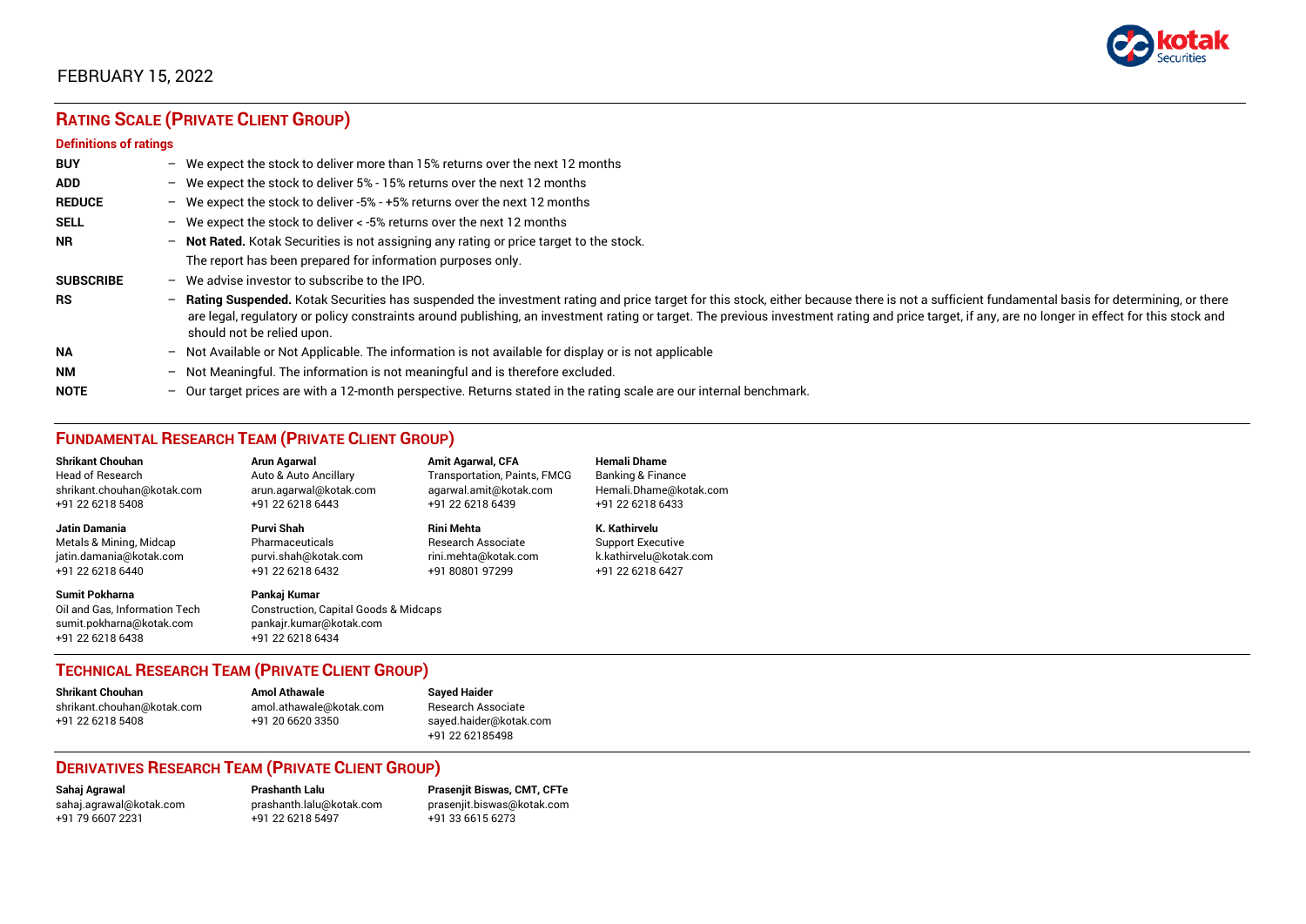FEBRUARY 15, 2022

## RATING SCALE (PRIVATE CLIENT GROUP)

**Definitions of ratings**

| | |
|---|---|
| **BUY** | – We expect the stock to deliver more than 15% returns over the next 12 months |
| **ADD** | – We expect the stock to deliver 5% - 15% returns over the next 12 months |
| **REDUCE** | – We expect the stock to deliver -5% - +5% returns over the next 12 months |
| **SELL** | – We expect the stock to deliver < -5% returns over the next 12 months |
| **NR** | – **Not Rated.** Kotak Securities is not assigning any rating or price target to the stock. The report has been prepared for information purposes only. |
| **SUBSCRIBE** | – We advise investor to subscribe to the IPO. |
| **RS** | – **Rating Suspended.** Kotak Securities has suspended the investment rating and price target for this stock, either because there is not a sufficient fundamental basis for determining, or there are legal, regulatory or policy constraints around publishing, an investment rating or target. The previous investment rating and price target, if any, are no longer in effect for this stock and should not be relied upon. |
| **NA** | – Not Available or Not Applicable. The information is not available for display or is not applicable |
| **NM** | – Not Meaningful. The information is not meaningful and is therefore excluded. |
| **NOTE** | – Our target prices are with a 12-month perspective. Returns stated in the rating scale are our internal benchmark. |

## FUNDAMENTAL RESEARCH TEAM (PRIVATE CLIENT GROUP)

**Shrikant Chouhan**
Head of Research
shrikant.chouhan@kotak.com
+91 22 6218 5408

**Arun Agarwal**
Auto & Auto Ancillary
arun.agarwal@kotak.com
+91 22 6218 6443

**Amit Agarwal, CFA**
Transportation, Paints, FMCG
agarwal.amit@kotak.com
+91 22 6218 6439

**Hemali Dhame**
Banking & Finance
Hemali.Dhame@kotak.com
+91 22 6218 6433

**Jatin Damania**
Metals & Mining, Midcap
jatin.damania@kotak.com
+91 22 6218 6440

**Purvi Shah**
Pharmaceuticals
purvi.shah@kotak.com
+91 22 6218 6432

**Rini Mehta**
Research Associate
rini.mehta@kotak.com
+91 80801 97299

**K. Kathirvelu**
Support Executive
k.kathirvelu@kotak.com
+91 22 6218 6427

**Sumit Pokharna**
Oil and Gas, Information Tech
sumit.pokharna@kotak.com
+91 22 6218 6438

**Pankaj Kumar**
Construction, Capital Goods & Midcaps
pankajr.kumar@kotak.com
+91 22 6218 6434

## TECHNICAL RESEARCH TEAM (PRIVATE CLIENT GROUP)

**Shrikant Chouhan**
shrikant.chouhan@kotak.com
+91 22 6218 5408

**Amol Athawale**
amol.athawale@kotak.com
+91 20 6620 3350

**Sayed Haider**
Research Associate
sayed.haider@kotak.com
+91 22 62185498

## DERIVATIVES RESEARCH TEAM (PRIVATE CLIENT GROUP)

**Sahaj Agrawal**
sahaj.agrawal@kotak.com
+91 79 6607 2231

**Prashanth Lalu**
prashanth.lalu@kotak.com
+91 22 6218 5497

**Prasenjit Biswas, CMT, CFTe**
prasenjit.biswas@kotak.com
+91 33 6615 6273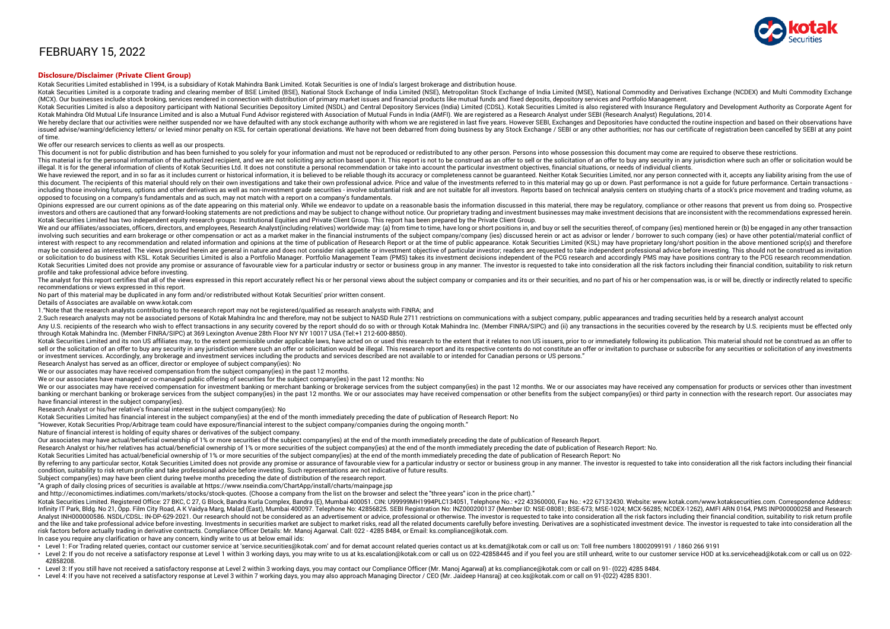FEBRUARY 15, 2022

#### Disclosure/Disclaimer (Private Client Group)

Kotak Securities Limited established in 1994, is a subsidiary of Kotak Mahindra Bank Limited. Kotak Securities is one of India's largest brokerage and distribution house.

Kotak Securities Limited is a corporate trading and clearing member of BSE Limited (BSE), National Stock Exchange of India Limited (NSE), Metropolitan Stock Exchange of India Limited (MSE), National Commodity and Derivatives Exchange (NCDEX) and Multi Commodity Exchange (MCX). Our businesses include stock broking, services rendered in connection with distribution of primary market issues and financial products like mutual funds and fixed deposits, depository services and Portfolio Management.

Kotak Securities Limited is also a depository participant with National Securities Depository Limited (NSDL) and Central Depository Services (India) Limited (CDSL). Kotak Securities Limited is also registered with Insurance Regulatory and Development Authority as Corporate Agent for Kotak Mahindra Old Mutual Life Insurance Limited and is also a Mutual Fund Advisor registered with Association of Mutual Funds in India (AMFI). We are registered as a Research Analyst under SEBI (Research Analyst) Regulations, 2014.

We hereby declare that our activities were neither suspended nor we have defaulted with any stock exchange authority with whom we are registered in last five years. However SEBI, Exchanges and Depositories have conducted the routine inspection and based on their observations have issued advise/warning/deficiency letters/ or levied minor penalty on KSL for certain operational deviations. We have not been debarred from doing business by any Stock Exchange / SEBI or any other authorities; nor has our certificate of registration been cancelled by SEBI at any point of time.

We offer our research services to clients as well as our prospects.

This document is not for public distribution and has been furnished to you solely for your information and must not be reproduced or redistributed to any other person. Persons into whose possession this document may come are required to observe these restrictions.

This material is for the personal information of the authorized recipient, and we are not soliciting any action based upon it. This report is not to be construed as an offer to sell or the solicitation of an offer to buy any security in any jurisdiction where such an offer or solicitation would be illegal. It is for the general information of clients of Kotak Securities Ltd. It does not constitute a personal recommendation or take into account the particular investment objectives, financial situations, or needs of individual clients.

We have reviewed the report, and in so far as it includes current or historical information, it is believed to be reliable though its accuracy or completeness cannot be guaranteed. Neither Kotak Securities Limited, nor any person connected with it, accepts any liability arising from the use of this document. The recipients of this material should rely on their own investigations and take their own professional advice. Price and value of the investments referred to in this material may go up or down. Past performance is not a guide for future performance. Certain transactions - including those involving futures, options and other derivatives as well as non-investment grade securities - involve substantial risk and are not suitable for all investors. Reports based on technical analysis centers on studying charts of a stock's price movement and trading volume, as opposed to focusing on a company's fundamentals and as such, may not match with a report on a company's fundamentals.

Opinions expressed are our current opinions as of the date appearing on this material only. While we endeavor to update on a reasonable basis the information discussed in this material, there may be regulatory, compliance or other reasons that prevent us from doing so. Prospective investors and others are cautioned that any forward-looking statements are not predictions and may be subject to change without notice. Our proprietary trading and investment businesses may make investment decisions that are inconsistent with the recommendations expressed herein. Kotak Securities Limited has two independent equity research groups: Institutional Equities and Private Client Group. This report has been prepared by the Private Client Group.

We and our affiliates/associates, officers, directors, and employees, Research Analyst(including relatives) worldwide may: (a) from time to time, have long or short positions in, and buy or sell the securities thereof, of company (ies) mentioned herein or (b) be engaged in any other transaction involving such securities and earn brokerage or other compensation or act as a market maker in the financial instruments of the subject company/company (ies) discussed herein or act as advisor or lender / borrower to such company (ies) or have other potential/material conflict of interest with respect to any recommendation and related information and opinions at the time of publication of Research Report or at the time of public appearance. Kotak Securities Limited (KSL) may have proprietary long/short position in the above mentioned scrip(s) and therefore may be considered as interested. The views provided herein are general in nature and does not consider risk appetite or investment objective of particular investor; readers are requested to take independent professional advice before investing. This should not be construed as invitation or solicitation to do business with KSL. Kotak Securities Limited is also a Portfolio Manager. Portfolio Management Team (PMS) takes its investment decisions independent of the PCG research and accordingly PMS may have positions contrary to the PCG research recommendation. Kotak Securities Limited does not provide any promise or assurance of favourable view for a particular industry or sector or business group in any manner. The investor is requested to take into consideration all the risk factors including their financial condition, suitability to risk return profile and take professional advice before investing.

The analyst for this report certifies that all of the views expressed in this report accurately reflect his or her personal views about the subject company or companies and its or their securities, and no part of his or her compensation was, is or will be, directly or indirectly related to specific recommendations or views expressed in this report.

No part of this material may be duplicated in any form and/or redistributed without Kotak Securities' prior written consent.

Details of Associates are available on www.kotak.com

1."Note that the research analysts contributing to the research report may not be registered/qualified as research analysts with FINRA; and

2.Such research analysts may not be associated persons of Kotak Mahindra Inc and therefore, may not be subject to NASD Rule 2711 restrictions on communications with a subject company, public appearances and trading securities held by a research analyst account

Any U.S. recipients of the research who wish to effect transactions in any security covered by the report should do so with or through Kotak Mahindra Inc. (Member FINRA/SIPC) and (ii) any transactions in the securities covered by the research by U.S. recipients must be effected only through Kotak Mahindra Inc. (Member FINRA/SIPC) at 369 Lexington Avenue 28th Floor NY NY 10017 USA (Tel:+1 212-600-8850).

Kotak Securities Limited and its non US affiliates may, to the extent permissible under applicable laws, have acted on or used this research to the extent that it relates to non US issuers, prior to or immediately following its publication. This material should not be construed as an offer to sell or the solicitation of an offer to buy any security in any jurisdiction where such an offer or solicitation would be illegal. This research report and its respective contents do not constitute an offer or invitation to purchase or subscribe for any securities or solicitation of any investments or investment services. Accordingly, any brokerage and investment services including the products and services described are not available to or intended for Canadian persons or US persons."

Research Analyst has served as an officer, director or employee of subject company(ies): No

We or our associates may have received compensation from the subject company(ies) in the past 12 months.

We or our associates have managed or co-managed public offering of securities for the subject company(ies) in the past 12 months: No

We or our associates may have received compensation for investment banking or merchant banking or brokerage services from the subject company(ies) in the past 12 months. We or our associates may have received any compensation for products or services other than investment banking or merchant banking or brokerage services from the subject company(ies) in the past 12 months. We or our associates may have received compensation or other benefits from the subject company(ies) or third party in connection with the research report. Our associates may have financial interest in the subject company(ies).

Research Analyst or his/her relative's financial interest in the subject company(ies): No

Kotak Securities Limited has financial interest in the subject company(ies) at the end of the month immediately preceding the date of publication of Research Report: No

"However, Kotak Securities Prop/Arbitrage team could have exposure/financial interest to the subject company/companies during the ongoing month."

Nature of financial interest is holding of equity shares or derivatives of the subject company.

Our associates may have actual/beneficial ownership of 1% or more securities of the subject company(ies) at the end of the month immediately preceding the date of publication of Research Report.

Research Analyst or his/her relatives has actual/beneficial ownership of 1% or more securities of the subject company(ies) at the end of the month immediately preceding the date of publication of Research Report: No.

Kotak Securities Limited has actual/beneficial ownership of 1% or more securities of the subject company(ies) at the end of the month immediately preceding the date of publication of Research Report: No

By referring to any particular sector, Kotak Securities Limited does not provide any promise or assurance of favourable view for a particular industry or sector or business group in any manner. The investor is requested to take into consideration all the risk factors including their financial condition, suitability to risk return profile and take professional advice before investing. Such representations are not indicative of future results.

Subject company(ies) may have been client during twelve months preceding the date of distribution of the research report.

"A graph of daily closing prices of securities is available at https://www.nseindia.com/ChartApp/install/charts/mainpage.jsp

and http://economictimes.indiatimes.com/markets/stocks/stock-quotes. (Choose a company from the list on the browser and select the "three years" icon in the price chart)."

Kotak Securities Limited. Registered Office: 27 BKC, C 27, G Block, Bandra Kurla Complex, Bandra (E), Mumbai 400051. CIN: U99999MH1994PLC134051, Telephone No.: +22 43360000, Fax No.: +22 67132430. Website: www.kotak.com/www.kotaksecurities.com. Correspondence Address: Infinity IT Park, Bldg. No 21, Opp. Film City Road, A K Vaidya Marg, Malad (East), Mumbai 400097. Telephone No: 42856825. SEBI Registration No: INZ000200137 (Member ID: NSE-08081; BSE-673; MSE-1024; MCX-56285; NCDEX-1262), AMFI ARN 0164, PMS INP000000258 and Research Analyst INH000000586. NSDL/CDSL: IN-DP-629-2021. Our research should not be considered as an advertisement or advice, professional or otherwise. The investor is requested to take into consideration all the risk factors including their financial condition, suitability to risk return profile and the like and take professional advice before investing. Investments in securities market are subject to market risks, read all the related documents carefully before investing. Derivatives are a sophisticated investment device. The investor is requested to take into consideration all the risk factors before actually trading in derivative contracts. Compliance Officer Details: Mr. Manoj Agarwal. Call: 022 - 4285 8484, or Email: ks.compliance@kotak.com.

In case you require any clarification or have any concern, kindly write to us at below email ids:

- Level 1: For Trading related queries, contact our customer service at 'service.securities@kotak.com' and for demat account related queries contact us at ks.demat@kotak.com or call us on: Toll free numbers 18002099191 / 1860 266 9191
- Level 2: If you do not receive a satisfactory response at Level 1 within 3 working days, you may write to us at ks.escalation@kotak.com or call us on 022-42858445 and if you feel you are still unheard, write to our customer service HOD at ks.servicehead@kotak.com or call us on 022-42858208.
- Level 3: If you still have not received a satisfactory response at Level 2 within 3 working days, you may contact our Compliance Officer (Mr. Manoj Agarwal) at ks.compliance@kotak.com or call on 91- (022) 4285 8484.
- Level 4: If you have not received a satisfactory response at Level 3 within 7 working days, you may also approach Managing Director / CEO (Mr. Jaideep Hansraj) at ceo.ks@kotak.com or call on 91-(022) 4285 8301.